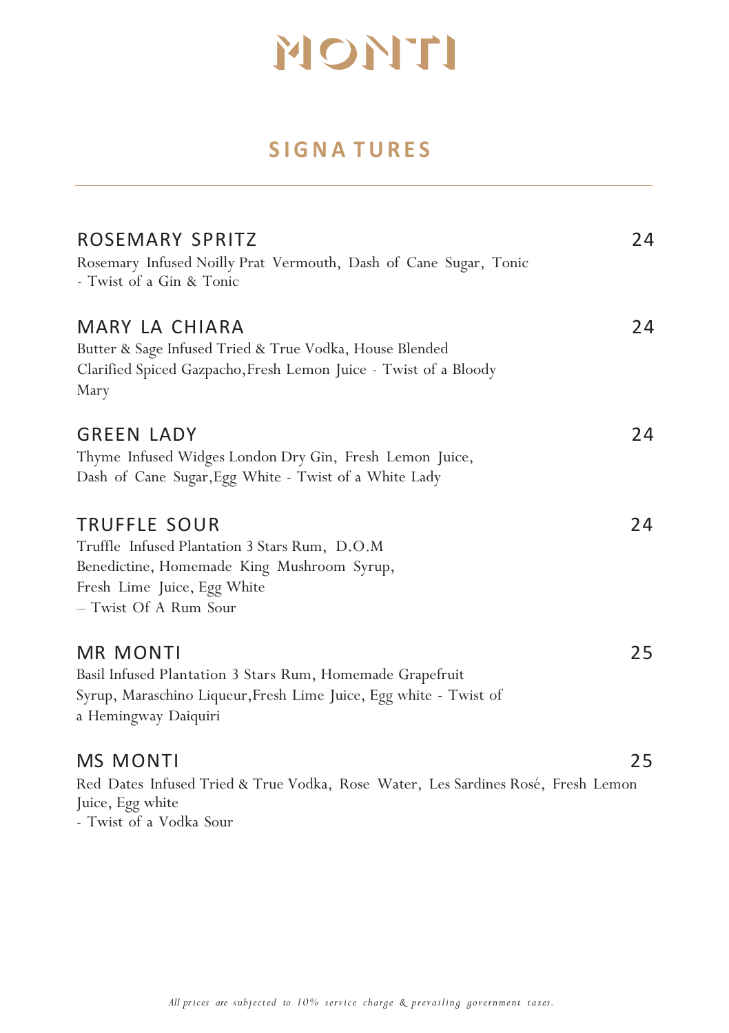# MONTI

## SIGNATURES

---

### ROSEMARY SPRITZ — 24

Rosemary Infused Noilly Prat Vermouth, Dash of Cane Sugar, Tonic
- Twist of a Gin & Tonic

### MARY LA CHIARA — 24

Butter & Sage Infused Tried & True Vodka, House Blended Clarified Spiced Gazpacho, Fresh Lemon Juice - Twist of a Bloody Mary

### GREEN LADY — 24

Thyme Infused Widges London Dry Gin, Fresh Lemon Juice, Dash of Cane Sugar, Egg White - Twist of a White Lady

### TRUFFLE SOUR — 24

Truffle Infused Plantation 3 Stars Rum, D.O.M Benedictine, Homemade King Mushroom Syrup, Fresh Lime Juice, Egg White
– Twist Of A Rum Sour

### MR MONTI — 25

Basil Infused Plantation 3 Stars Rum, Homemade Grapefruit Syrup, Maraschino Liqueur, Fresh Lime Juice, Egg white - Twist of a Hemingway Daiquiri

### MS MONTI — 25

Red Dates Infused Tried & True Vodka, Rose Water, Les Sardines Rosé, Fresh Lemon Juice, Egg white
- Twist of a Vodka Sour

*All prices are subjected to 10% service charge & prevailing government taxes.*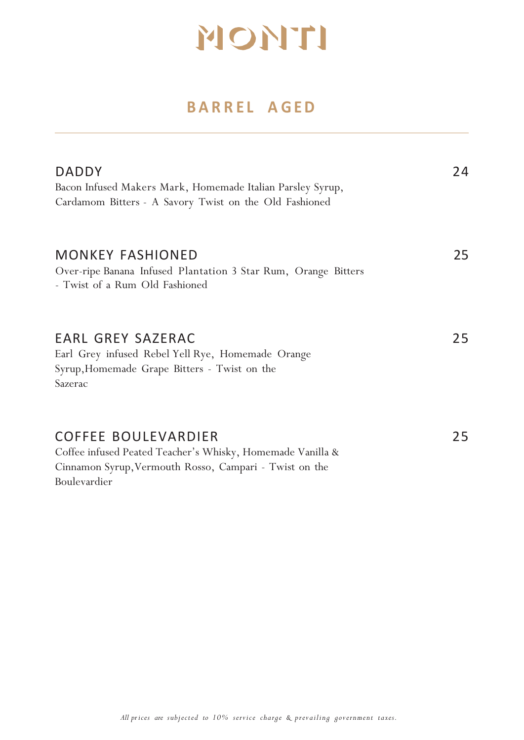# MONTI

## BARREL AGED

---

### DADDY — 24

Bacon Infused Makers Mark, Homemade Italian Parsley Syrup, Cardamom Bitters - A Savory Twist on the Old Fashioned

### MONKEY FASHIONED — 25

Over-ripe Banana Infused Plantation 3 Star Rum, Orange Bitters - Twist of a Rum Old Fashioned

### EARL GREY SAZERAC — 25

Earl Grey infused Rebel Yell Rye, Homemade Orange Syrup,Homemade Grape Bitters - Twist on the Sazerac

### COFFEE BOULEVARDIER — 25

Coffee infused Peated Teacher's Whisky, Homemade Vanilla & Cinnamon Syrup,Vermouth Rosso, Campari - Twist on the Boulevardier

*All prices are subjected to 10% service charge & prevailing government taxes.*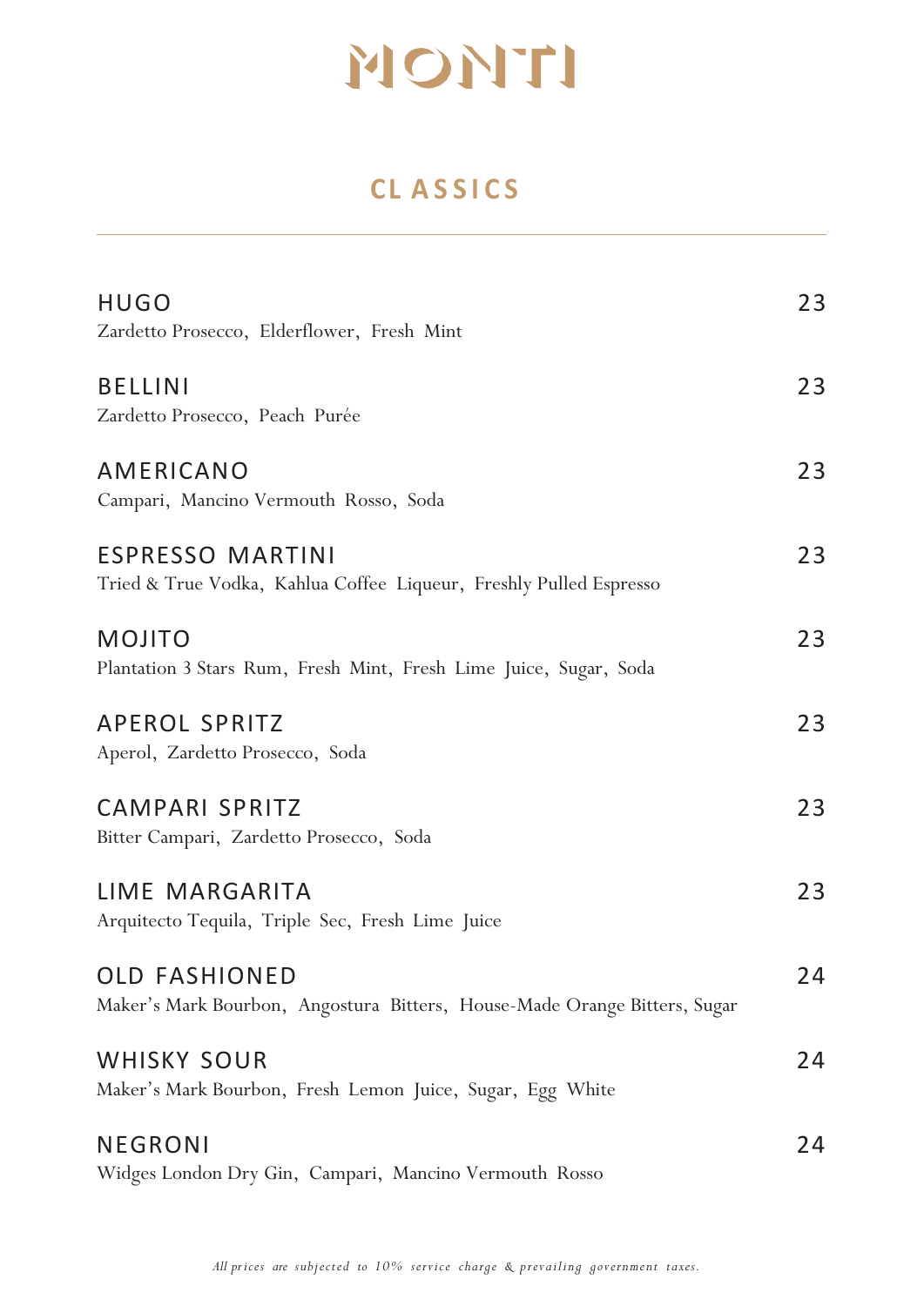# MONTI

## CLASSICS

---

**HUGO** 23
Zardetto Prosecco, Elderflower, Fresh Mint

**BELLINI** 23
Zardetto Prosecco, Peach Purée

**AMERICANO** 23
Campari, Mancino Vermouth Rosso, Soda

**ESPRESSO MARTINI** 23
Tried & True Vodka, Kahlua Coffee Liqueur, Freshly Pulled Espresso

**MOJITO** 23
Plantation 3 Stars Rum, Fresh Mint, Fresh Lime Juice, Sugar, Soda

**APEROL SPRITZ** 23
Aperol, Zardetto Prosecco, Soda

**CAMPARI SPRITZ** 23
Bitter Campari, Zardetto Prosecco, Soda

**LIME MARGARITA** 23
Arquitecto Tequila, Triple Sec, Fresh Lime Juice

**OLD FASHIONED** 24
Maker's Mark Bourbon, Angostura Bitters, House-Made Orange Bitters, Sugar

**WHISKY SOUR** 24
Maker's Mark Bourbon, Fresh Lemon Juice, Sugar, Egg White

**NEGRONI** 24
Widges London Dry Gin, Campari, Mancino Vermouth Rosso

*All prices are subjected to 10% service charge & prevailing government taxes.*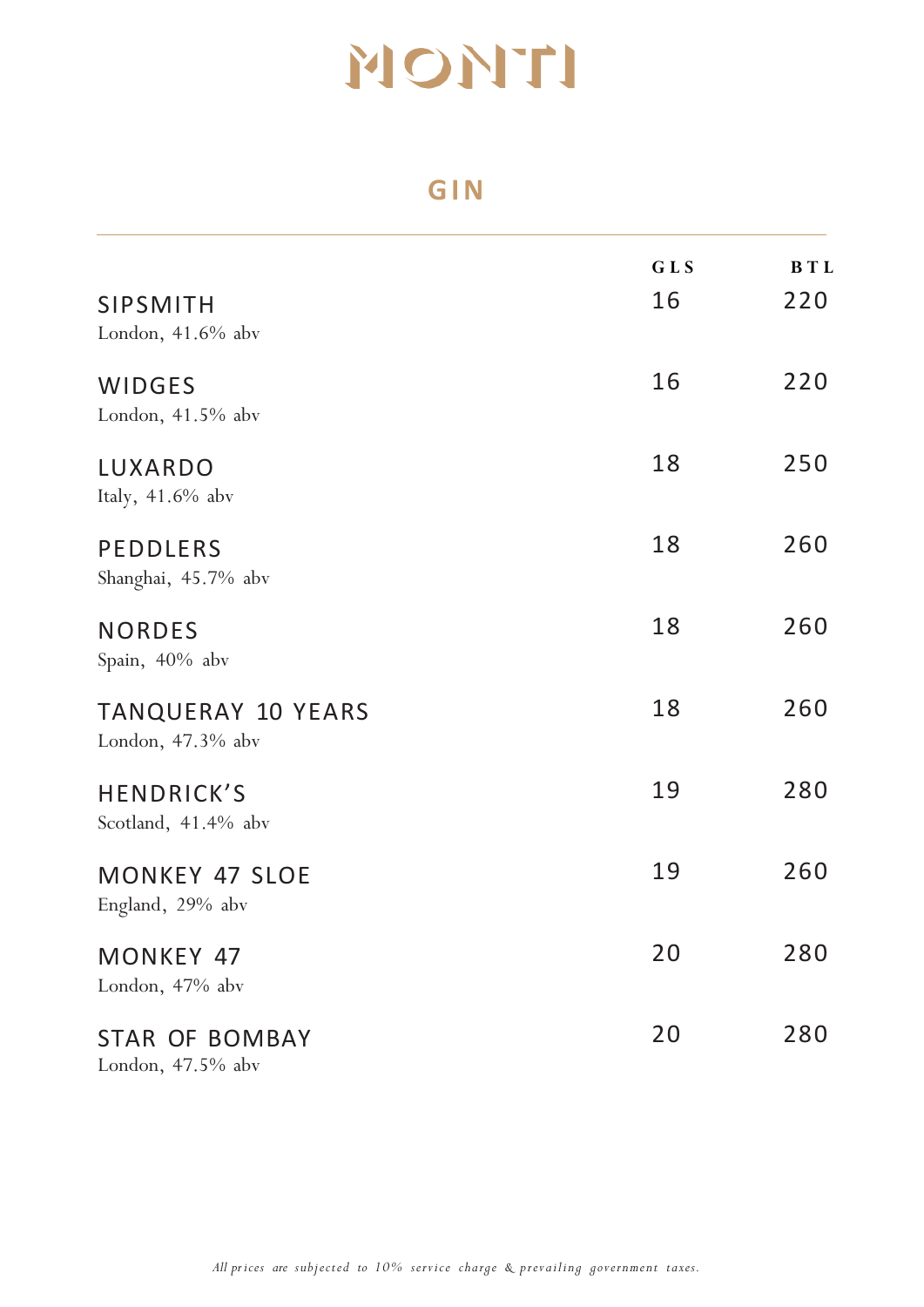# MONTI

## GIN

| | GLS | BTL |
|---|---|---|
| SIPSMITH<br>London, 41.6% abv | 16 | 220 |
| WIDGES<br>London, 41.5% abv | 16 | 220 |
| LUXARDO<br>Italy, 41.6% abv | 18 | 250 |
| PEDDLERS<br>Shanghai, 45.7% abv | 18 | 260 |
| NORDES<br>Spain, 40% abv | 18 | 260 |
| TANQUERAY 10 YEARS<br>London, 47.3% abv | 18 | 260 |
| HENDRICK'S<br>Scotland, 41.4% abv | 19 | 280 |
| MONKEY 47 SLOE<br>England, 29% abv | 19 | 260 |
| MONKEY 47<br>London, 47% abv | 20 | 280 |
| STAR OF BOMBAY<br>London, 47.5% abv | 20 | 280 |

*All prices are subjected to 10% service charge & prevailing government taxes.*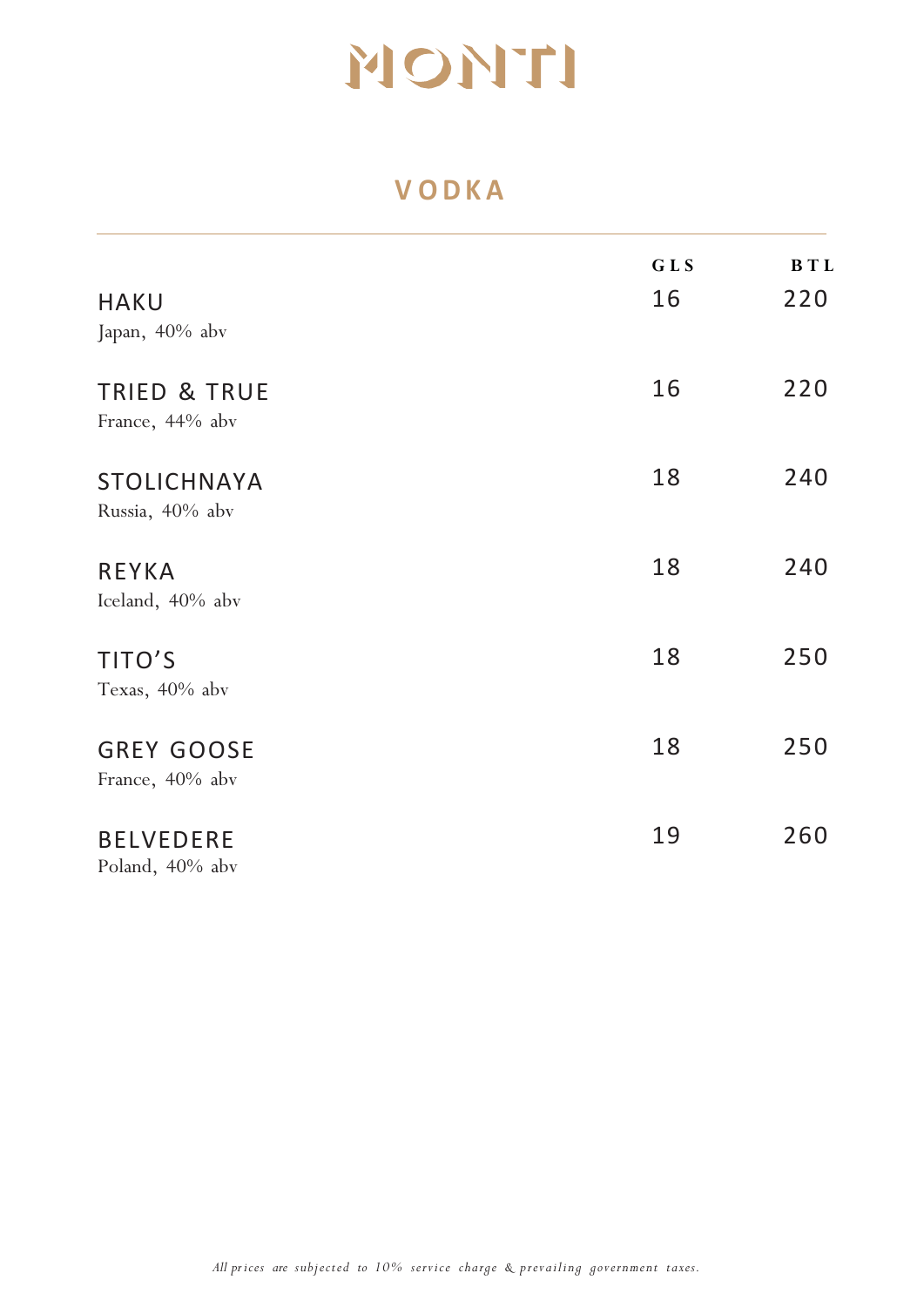# MONTI

## VODKA

| | GLS | BTL |
|---|---|---|
| HAKU<br>Japan, 40% abv | 16 | 220 |
| TRIED & TRUE<br>France, 44% abv | 16 | 220 |
| STOLICHNAYA<br>Russia, 40% abv | 18 | 240 |
| REYKA<br>Iceland, 40% abv | 18 | 240 |
| TITO'S<br>Texas, 40% abv | 18 | 250 |
| GREY GOOSE<br>France, 40% abv | 18 | 250 |
| BELVEDERE<br>Poland, 40% abv | 19 | 260 |

*All prices are subjected to 10% service charge & prevailing government taxes.*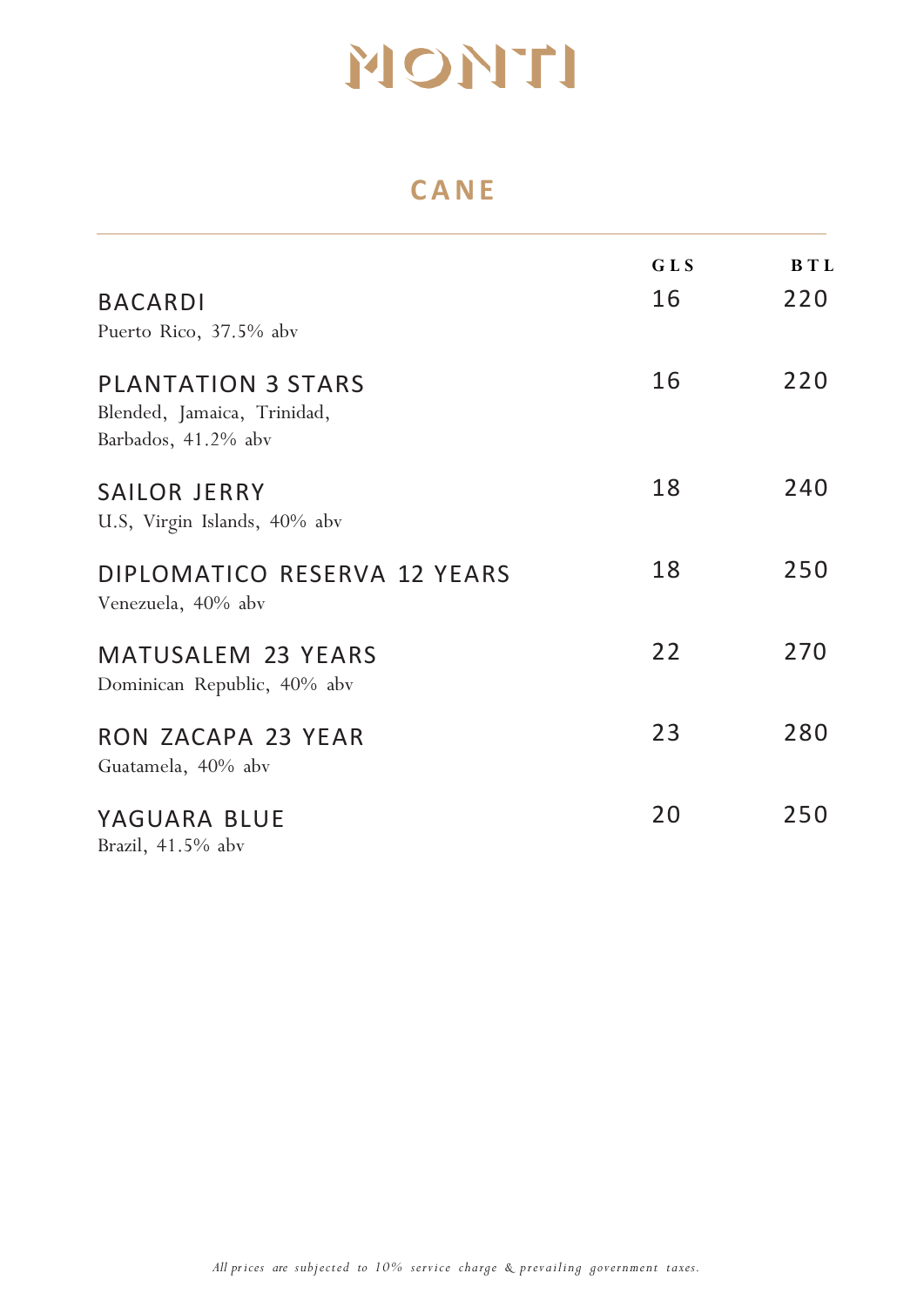# MONTI

## CANE

| | GLS | BTL |
|---|---|---|
| BACARDI<br>Puerto Rico, 37.5% abv | 16 | 220 |
| PLANTATION 3 STARS<br>Blended, Jamaica, Trinidad, Barbados, 41.2% abv | 16 | 220 |
| SAILOR JERRY<br>U.S, Virgin Islands, 40% abv | 18 | 240 |
| DIPLOMATICO RESERVA 12 YEARS<br>Venezuela, 40% abv | 18 | 250 |
| MATUSALEM 23 YEARS<br>Dominican Republic, 40% abv | 22 | 270 |
| RON ZACAPA 23 YEAR<br>Guatamela, 40% abv | 23 | 280 |
| YAGUARA BLUE<br>Brazil, 41.5% abv | 20 | 250 |

*All prices are subjected to 10% service charge & prevailing government taxes.*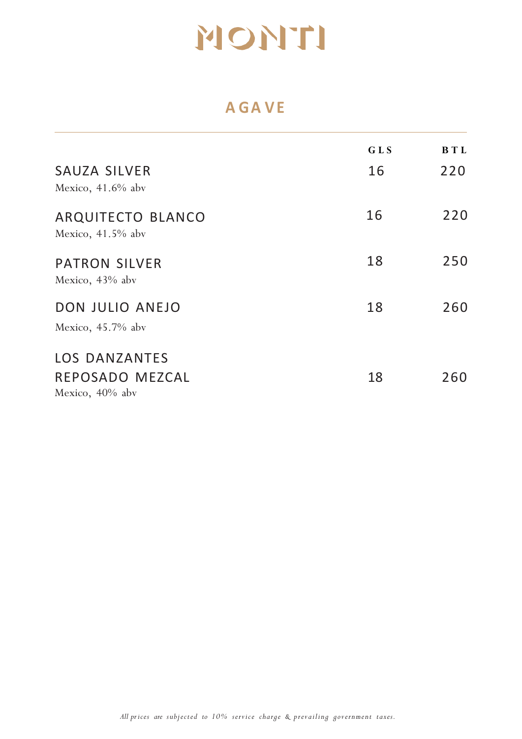# MONTI

## AGAVE

| | GLS | BTL |
|---|---|---|
| SAUZA SILVER<br>Mexico, 41.6% abv | 16 | 220 |
| ARQUITECTO BLANCO<br>Mexico, 41.5% abv | 16 | 220 |
| PATRON SILVER<br>Mexico, 43% abv | 18 | 250 |
| DON JULIO ANEJO<br>Mexico, 45.7% abv | 18 | 260 |
| LOS DANZANTES REPOSADO MEZCAL<br>Mexico, 40% abv | 18 | 260 |

*All prices are subjected to 10% service charge & prevailing government taxes.*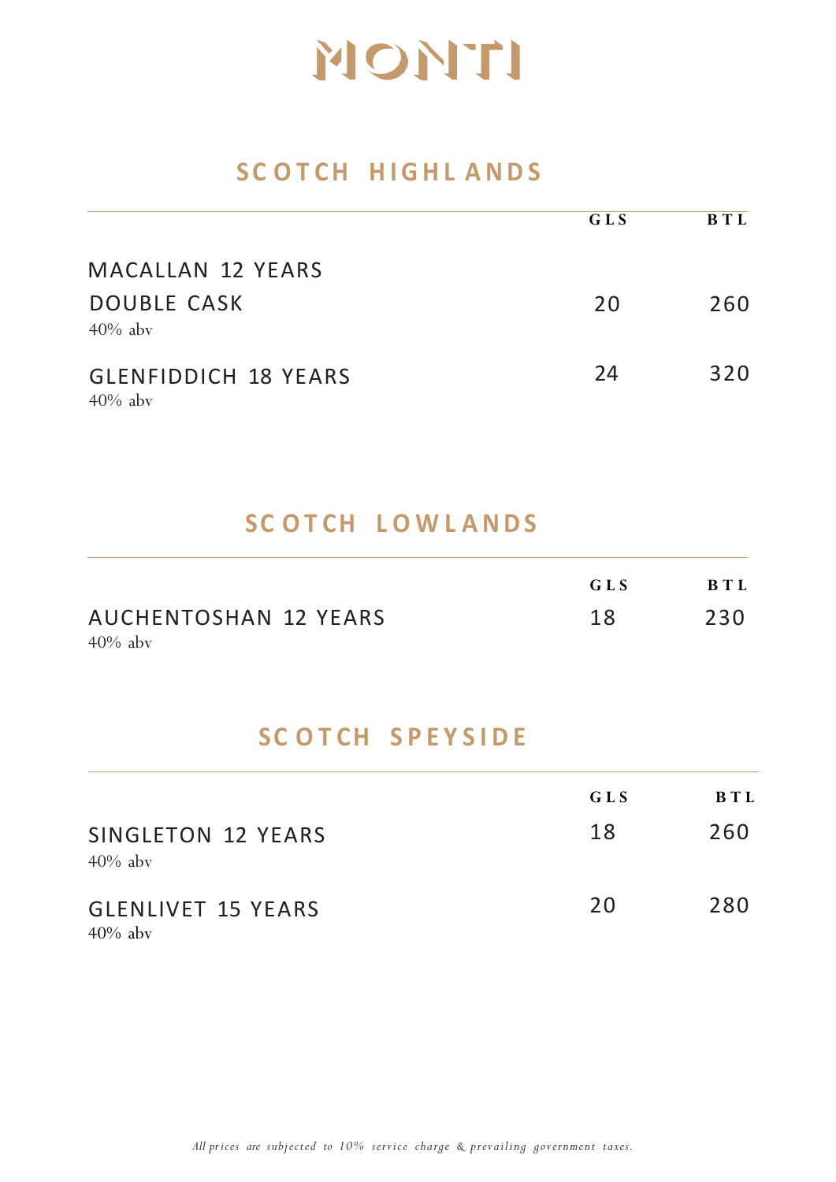# MONTI

## SCOTCH HIGHLANDS

| | GLS | BTL |
|---|---|---|
| MACALLAN 12 YEARS DOUBLE CASK<br>40% abv | 20 | 260 |
| GLENFIDDICH 18 YEARS<br>40% abv | 24 | 320 |

## SCOTCH LOWLANDS

| | GLS | BTL |
|---|---|---|
| AUCHENTOSHAN 12 YEARS<br>40% abv | 18 | 230 |

## SCOTCH SPEYSIDE

| | GLS | BTL |
|---|---|---|
| SINGLETON 12 YEARS<br>40% abv | 18 | 260 |
| GLENLIVET 15 YEARS<br>40% abv | 20 | 280 |

*All prices are subjected to 10% service charge & prevailing government taxes.*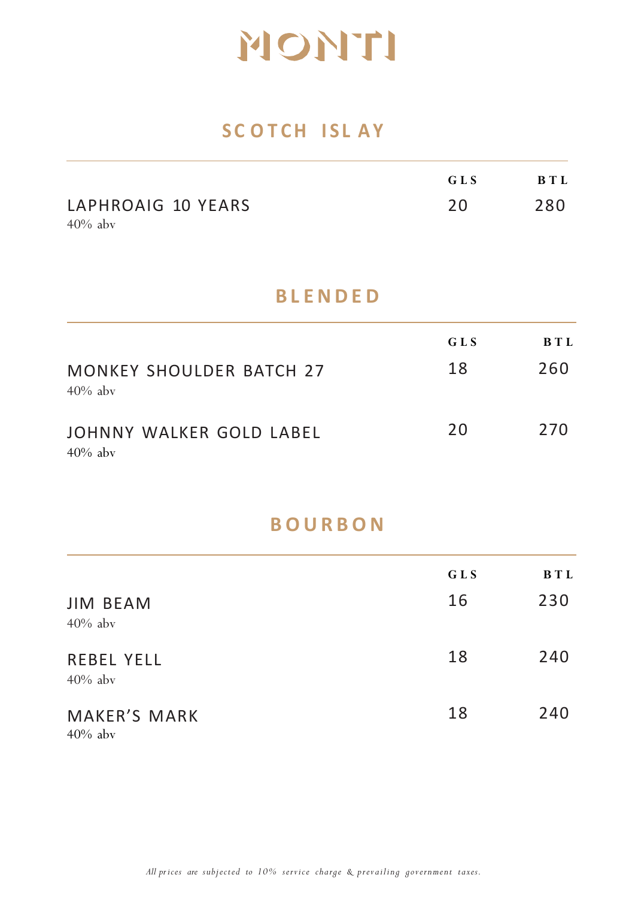# MONTI

## SCOTCH ISLAY

| | GLS | BTL |
|---|---|---|
| LAPHROAIG 10 YEARS<br>40% abv | 20 | 280 |

## BLENDED

| | GLS | BTL |
|---|---|---|
| MONKEY SHOULDER BATCH 27<br>40% abv | 18 | 260 |
| JOHNNY WALKER GOLD LABEL<br>40% abv | 20 | 270 |

## BOURBON

| | GLS | BTL |
|---|---|---|
| JIM BEAM<br>40% abv | 16 | 230 |
| REBEL YELL<br>40% abv | 18 | 240 |
| MAKER'S MARK<br>40% abv | 18 | 240 |

*All prices are subjected to 10% service charge & prevailing government taxes.*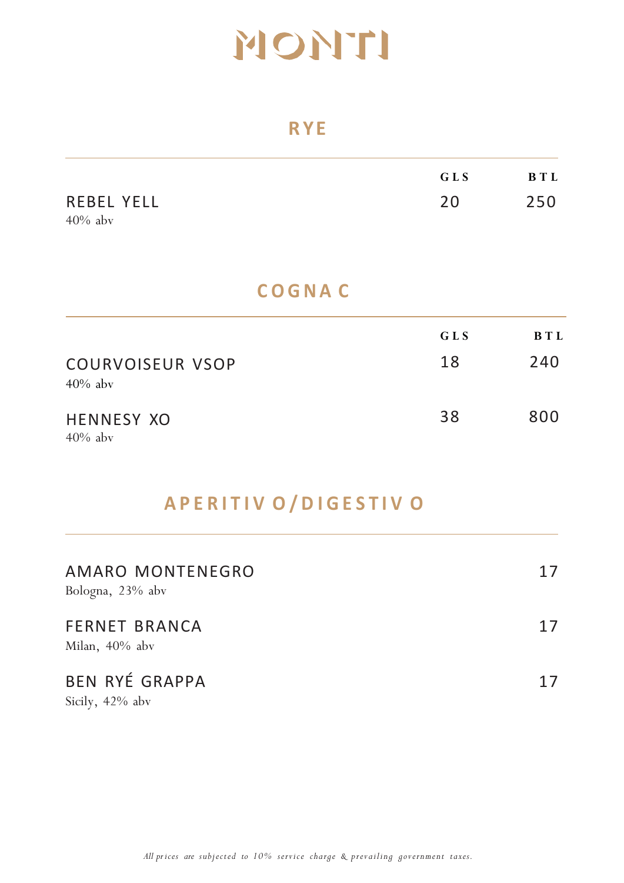# MONTI

## RYE

| | GLS | BTL |
|---|---|---|
| REBEL YELL<br>40% abv | 20 | 250 |

## COGNAC

| | GLS | BTL |
|---|---|---|
| COURVOISEUR VSOP<br>40% abv | 18 | 240 |
| HENNESY XO<br>40% abv | 38 | 800 |

## APERITIVO/DIGESTIVO

| | |
|---|---|
| AMARO MONTENEGRO<br>Bologna, 23% abv | 17 |
| FERNET BRANCA<br>Milan, 40% abv | 17 |
| BEN RYÉ GRAPPA<br>Sicily, 42% abv | 17 |

*All prices are subjected to 10% service charge & prevailing government taxes.*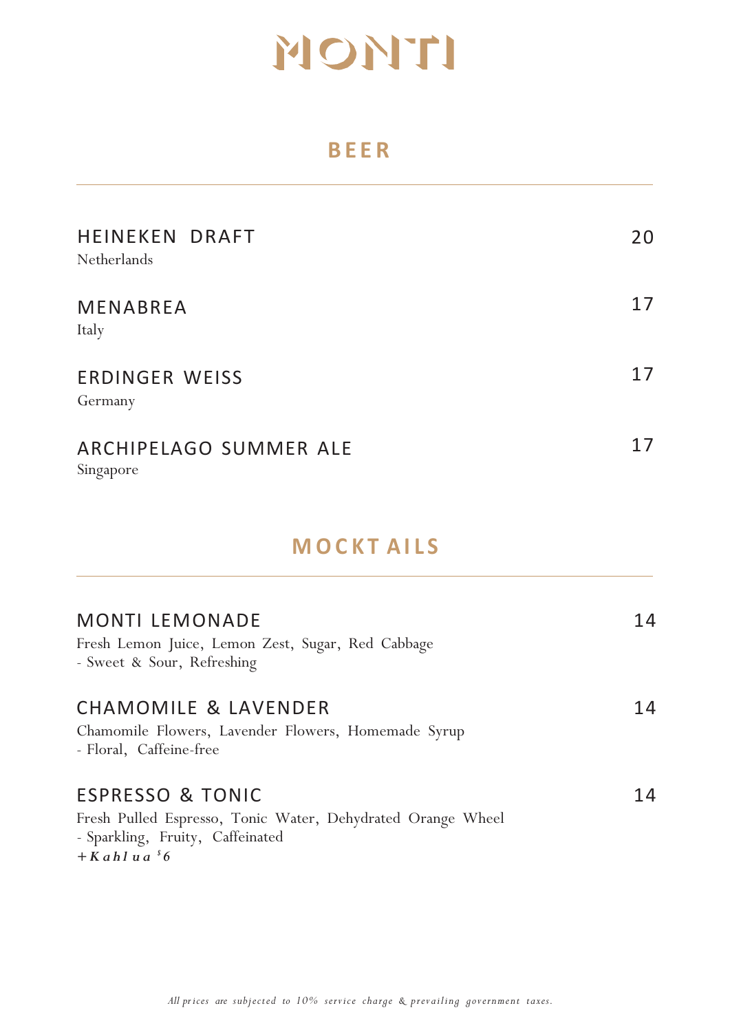# MONTI

## BEER

**HEINEKEN DRAFT** — 20
Netherlands

**MENABREA** — 17
Italy

**ERDINGER WEISS** — 17
Germany

**ARCHIPELAGO SUMMER ALE** — 17
Singapore

## MOCKTAILS

**MONTI LEMONADE** — 14
Fresh Lemon Juice, Lemon Zest, Sugar, Red Cabbage
- Sweet & Sour, Refreshing

**CHAMOMILE & LAVENDER** — 14
Chamomile Flowers, Lavender Flowers, Homemade Syrup
- Floral, Caffeine-free

**ESPRESSO & TONIC** — 14
Fresh Pulled Espresso, Tonic Water, Dehydrated Orange Wheel
- Sparkling, Fruity, Caffeinated

***+Kahlua $6***

*All prices are subjected to 10% service charge & prevailing government taxes.*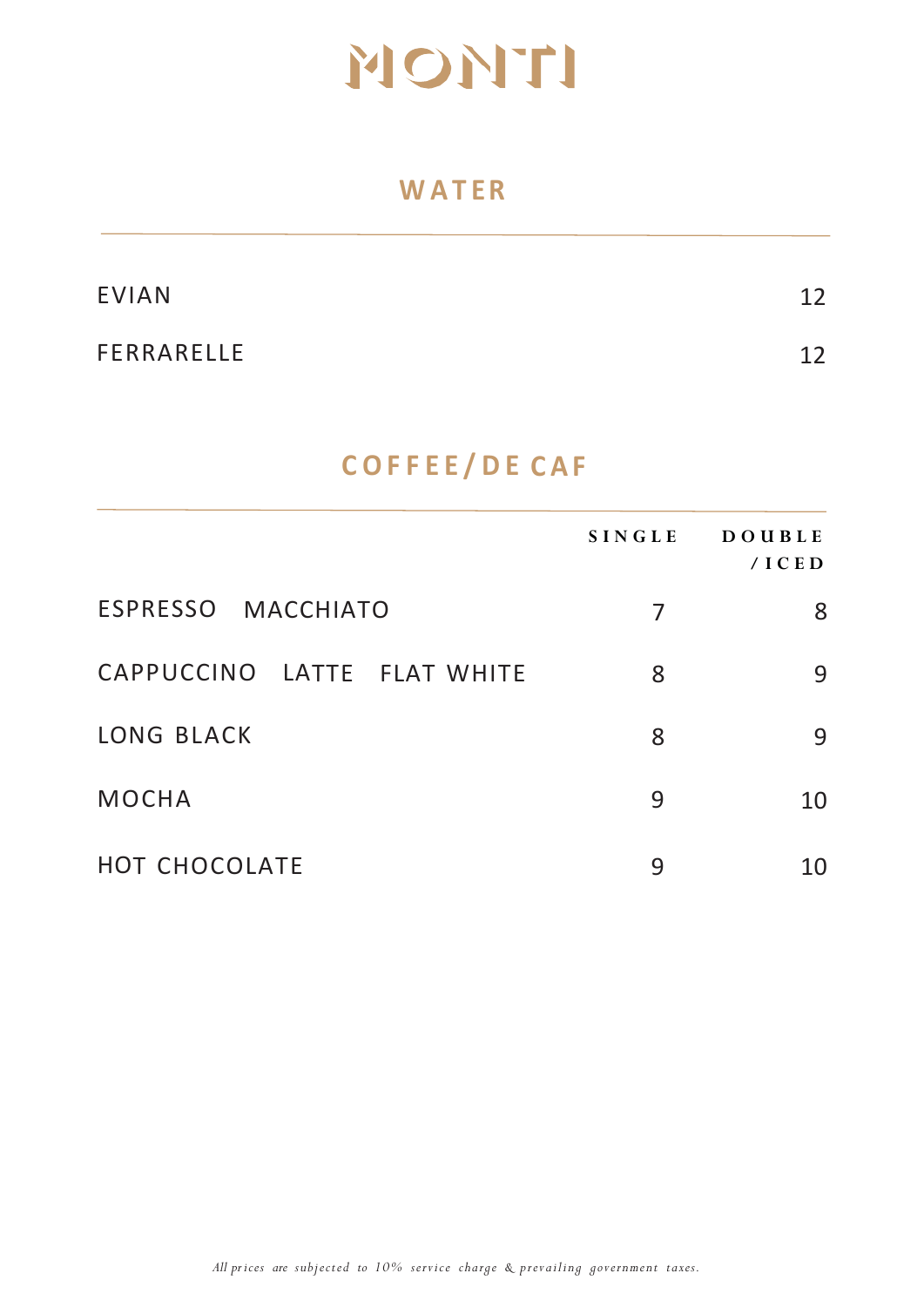# MONTI

## WATER

| | |
|---|---|
| EVIAN | 12 |
| FERRARELLE | 12 |

## COFFEE/DECAF

| | SINGLE | DOUBLE /ICED |
|---|---|---|
| ESPRESSO MACCHIATO | 7 | 8 |
| CAPPUCCINO LATTE FLAT WHITE | 8 | 9 |
| LONG BLACK | 8 | 9 |
| MOCHA | 9 | 10 |
| HOT CHOCOLATE | 9 | 10 |

*All prices are subjected to 10% service charge & prevailing government taxes.*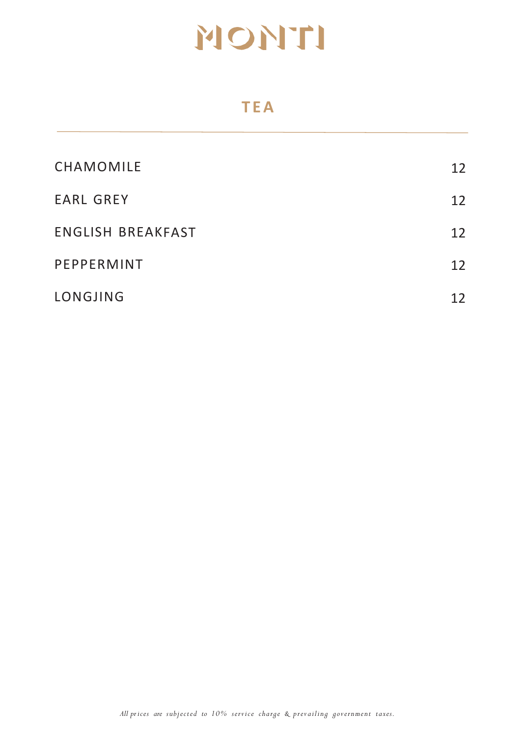# MONTI

## TEA

| | |
|---|---|
| CHAMOMILE | 12 |
| EARL GREY | 12 |
| ENGLISH BREAKFAST | 12 |
| PEPPERMINT | 12 |
| LONGJING | 12 |

*All prices are subjected to 10% service charge & prevailing government taxes.*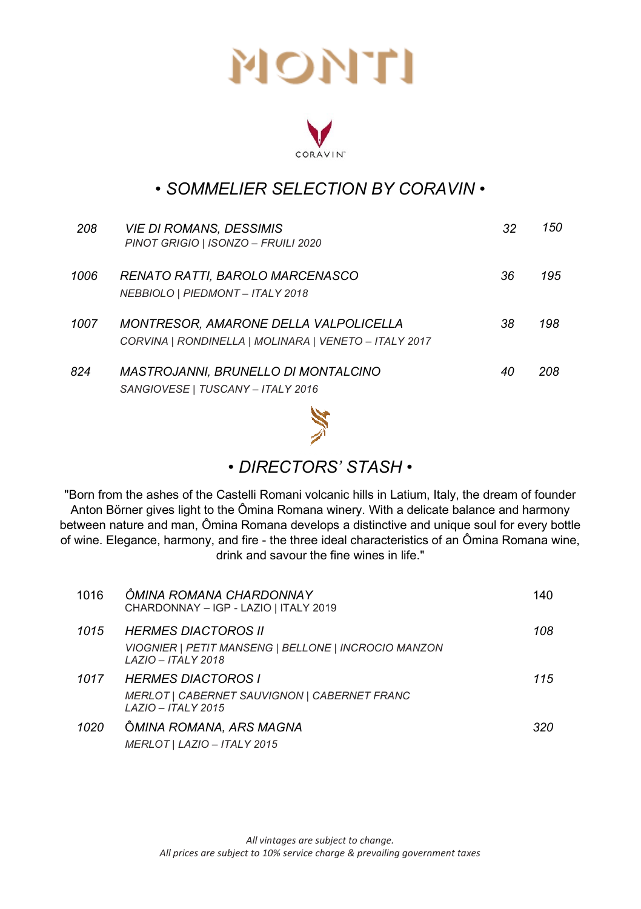# MONTI

CORAVIN

## • SOMMELIER SELECTION BY CORAVIN •

| | | | |
|---|---|---|---|
| *208* | *VIE DI ROMANS, DESSIMIS*<br>*PINOT GRIGIO \| ISONZO – FRUILI 2020* | *32* | *150* |
| *1006* | *RENATO RATTI, BAROLO MARCENASCO*<br>*NEBBIOLO \| PIEDMONT – ITALY 2018* | *36* | *195* |
| *1007* | *MONTRESOR, AMARONE DELLA VALPOLICELLA*<br>*CORVINA \| RONDINELLA \| MOLINARA \| VENETO – ITALY 2017* | *38* | *198* |
| *824* | *MASTROJANNI, BRUNELLO DI MONTALCINO*<br>*SANGIOVESE \| TUSCANY – ITALY 2016* | *40* | *208* |

## • DIRECTORS' STASH •

"Born from the ashes of the Castelli Romani volcanic hills in Latium, Italy, the dream of founder Anton Börner gives light to the Ômina Romana winery. With a delicate balance and harmony between nature and man, Ômina Romana develops a distinctive and unique soul for every bottle of wine. Elegance, harmony, and fire - the three ideal characteristics of an Ômina Romana wine, drink and savour the fine wines in life."

| | | |
|---|---|---|
| 1016 | *ÔMINA ROMANA CHARDONNAY*<br>CHARDONNAY – IGP - LAZIO \| ITALY 2019 | 140 |
| *1015* | *HERMES DIACTOROS II*<br>*VIOGNIER \| PETIT MANSENG \| BELLONE \| INCROCIO MANZON*<br>*LAZIO – ITALY 2018* | *108* |
| *1017* | *HERMES DIACTOROS I*<br>*MERLOT \| CABERNET SAUVIGNON \| CABERNET FRANC*<br>*LAZIO – ITALY 2015* | *115* |
| *1020* | *ÔMINA ROMANA, ARS MAGNA*<br>*MERLOT \| LAZIO – ITALY 2015* | *320* |

*All vintages are subject to change.*
*All prices are subject to 10% service charge & prevailing government taxes*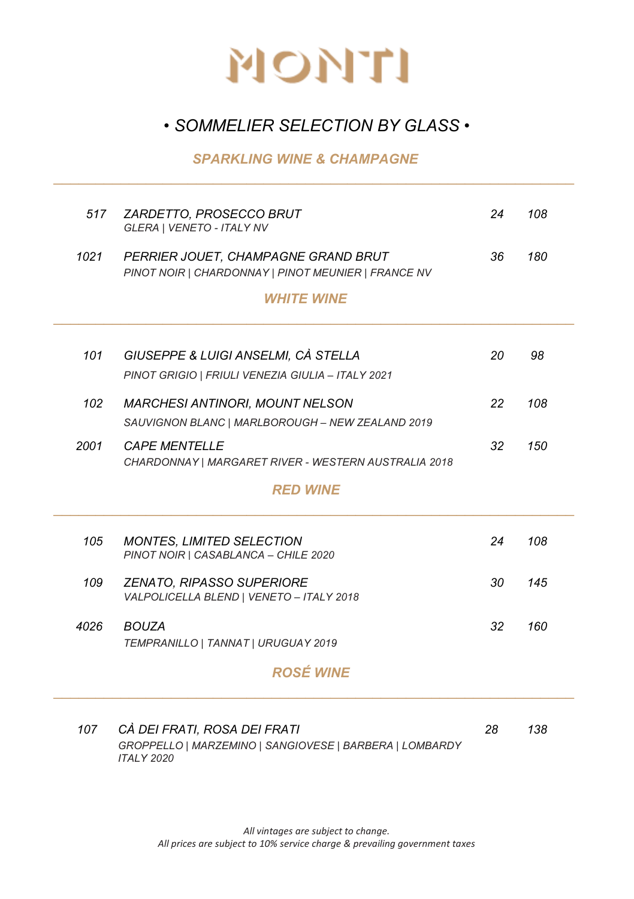# MONTI

## *• SOMMELIER SELECTION BY GLASS •*

### *SPARKLING WINE & CHAMPAGNE*

| | | | |
|---|---|---|---|
| *517* | *ZARDETTO, PROSECCO BRUT*<br>*GLERA \| VENETO - ITALY NV* | *24* | *108* |
| *1021* | *PERRIER JOUET, CHAMPAGNE GRAND BRUT*<br>*PINOT NOIR \| CHARDONNAY \| PINOT MEUNIER \| FRANCE NV* | *36* | *180* |

### *WHITE WINE*

| | | | |
|---|---|---|---|
| *101* | *GIUSEPPE & LUIGI ANSELMI, CÀ STELLA*<br>*PINOT GRIGIO \| FRIULI VENEZIA GIULIA – ITALY 2021* | *20* | *98* |
| *102* | *MARCHESI ANTINORI, MOUNT NELSON*<br>*SAUVIGNON BLANC \| MARLBOROUGH – NEW ZEALAND 2019* | *22* | *108* |
| *2001* | *CAPE MENTELLE*<br>*CHARDONNAY \| MARGARET RIVER - WESTERN AUSTRALIA 2018* | *32* | *150* |

### *RED WINE*

| | | | |
|---|---|---|---|
| *105* | *MONTES, LIMITED SELECTION*<br>*PINOT NOIR \| CASABLANCA – CHILE 2020* | *24* | *108* |
| *109* | *ZENATO, RIPASSO SUPERIORE*<br>*VALPOLICELLA BLEND \| VENETO – ITALY 2018* | *30* | *145* |
| *4026* | *BOUZA*<br>*TEMPRANILLO \| TANNAT \| URUGUAY 2019* | *32* | *160* |

### *ROSÉ WINE*

| | | | |
|---|---|---|---|
| *107* | *CÀ DEI FRATI, ROSA DEI FRATI*<br>*GROPPELLO \| MARZEMINO \| SANGIOVESE \| BARBERA \| LOMBARDY ITALY 2020* | *28* | *138* |

*All vintages are subject to change.*
*All prices are subject to 10% service charge & prevailing government taxes*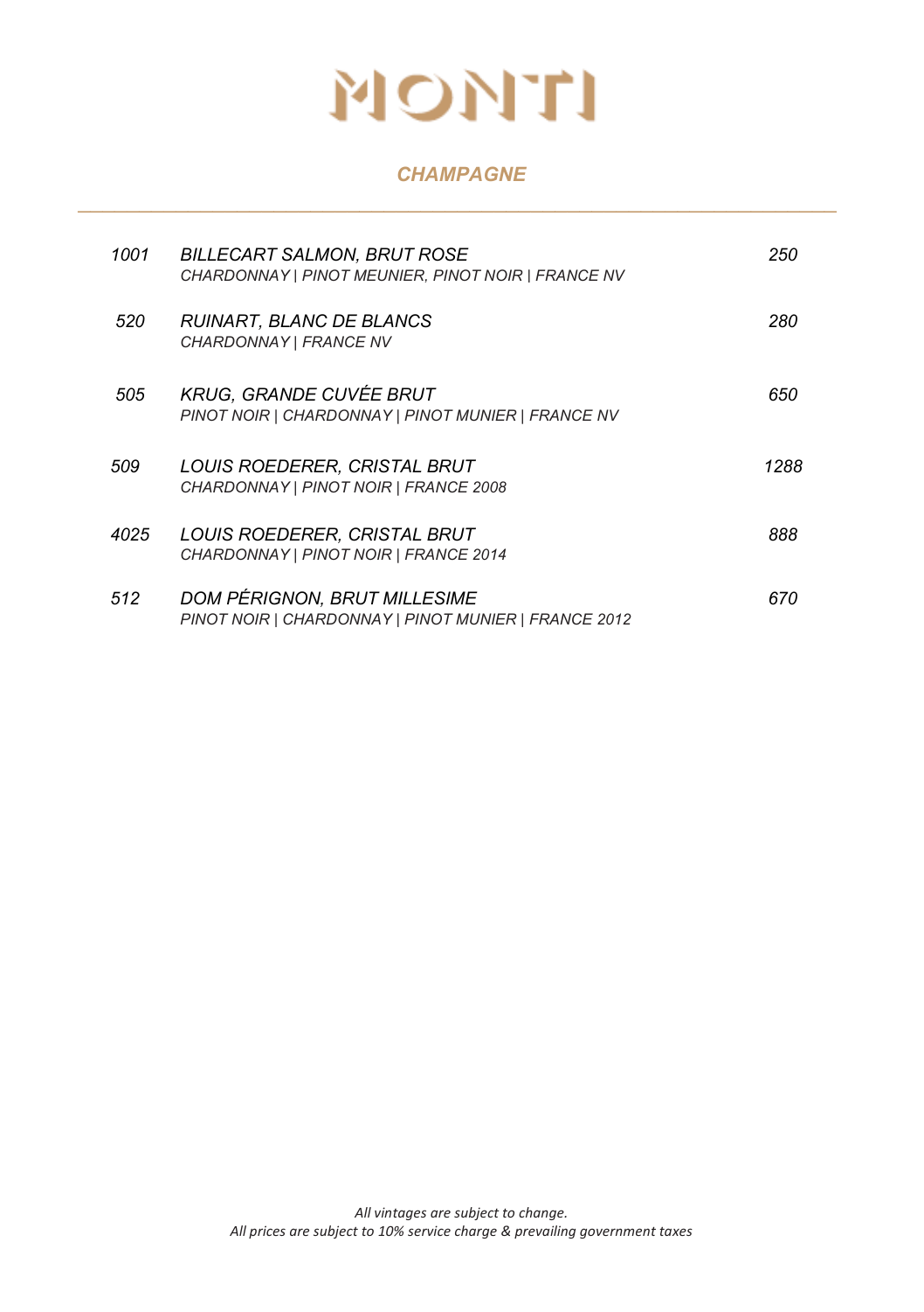# MONTI

## *CHAMPAGNE*

| | | |
|---|---|---|
| *1001* | *BILLECART SALMON, BRUT ROSE*<br>*CHARDONNAY \| PINOT MEUNIER, PINOT NOIR \| FRANCE NV* | *250* |
| *520* | *RUINART, BLANC DE BLANCS*<br>*CHARDONNAY \| FRANCE NV* | *280* |
| *505* | *KRUG, GRANDE CUVÉE BRUT*<br>*PINOT NOIR \| CHARDONNAY \| PINOT MUNIER \| FRANCE NV* | *650* |
| *509* | *LOUIS ROEDERER, CRISTAL BRUT*<br>*CHARDONNAY \| PINOT NOIR \| FRANCE 2008* | *1288* |
| *4025* | *LOUIS ROEDERER, CRISTAL BRUT*<br>*CHARDONNAY \| PINOT NOIR \| FRANCE 2014* | *888* |
| *512* | *DOM PÉRIGNON, BRUT MILLESIME*<br>*PINOT NOIR \| CHARDONNAY \| PINOT MUNIER \| FRANCE 2012* | *670* |

*All vintages are subject to change.*
*All prices are subject to 10% service charge & prevailing government taxes*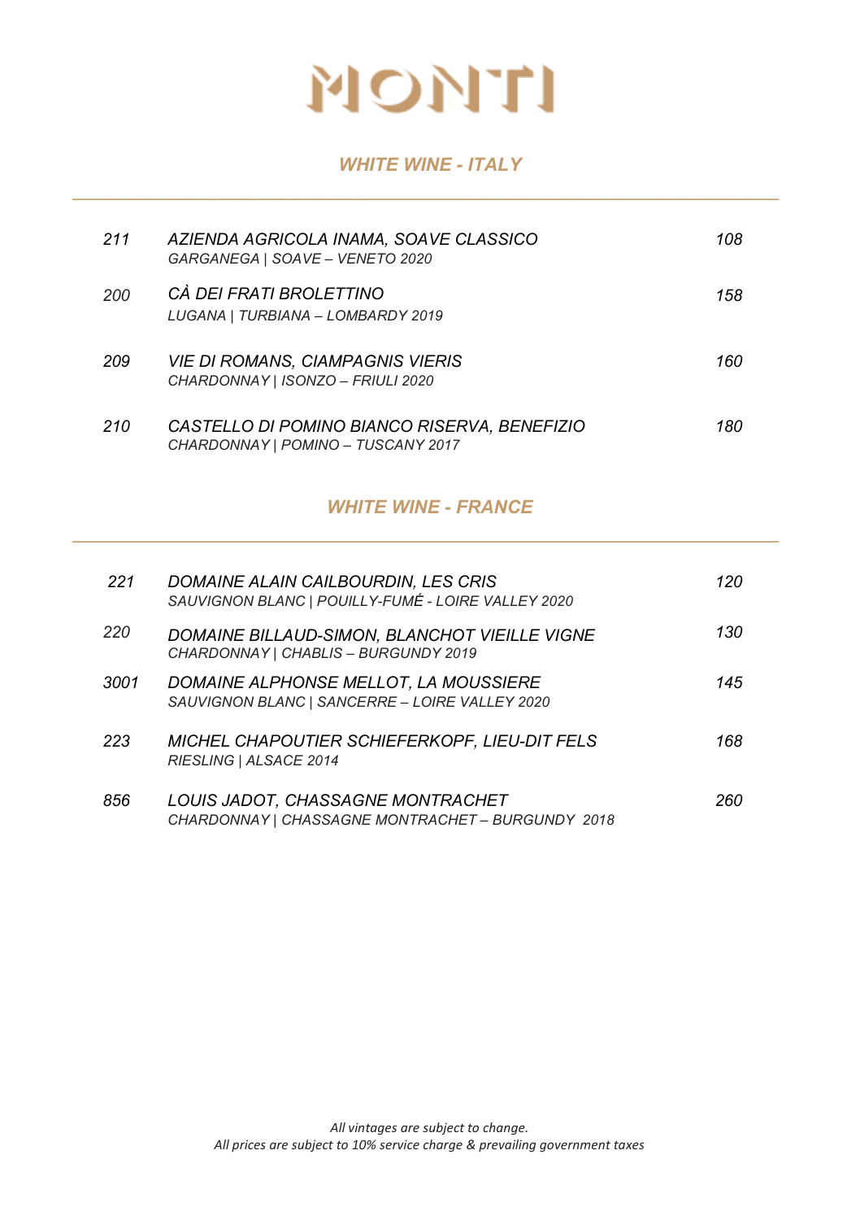# MONTI

## *WHITE WINE - ITALY*

| | | |
|---|---|---|
| *211* | *AZIENDA AGRICOLA INAMA, SOAVE CLASSICO*<br>*GARGANEGA \| SOAVE – VENETO 2020* | *108* |
| *200* | *CÀ DEI FRATI BROLETTINO*<br>*LUGANA \| TURBIANA – LOMBARDY 2019* | *158* |
| *209* | *VIE DI ROMANS, CIAMPAGNIS VIERIS*<br>*CHARDONNAY \| ISONZO – FRIULI 2020* | *160* |
| *210* | *CASTELLO DI POMINO BIANCO RISERVA, BENEFIZIO*<br>*CHARDONNAY \| POMINO – TUSCANY 2017* | *180* |

## *WHITE WINE - FRANCE*

| | | |
|---|---|---|
| *221* | *DOMAINE ALAIN CAILBOURDIN, LES CRIS*<br>*SAUVIGNON BLANC \| POUILLY-FUMÉ - LOIRE VALLEY 2020* | *120* |
| *220* | *DOMAINE BILLAUD-SIMON, BLANCHOT VIEILLE VIGNE*<br>*CHARDONNAY \| CHABLIS – BURGUNDY 2019* | *130* |
| *3001* | *DOMAINE ALPHONSE MELLOT, LA MOUSSIERE*<br>*SAUVIGNON BLANC \| SANCERRE – LOIRE VALLEY 2020* | *145* |
| *223* | *MICHEL CHAPOUTIER SCHIEFERKOPF, LIEU-DIT FELS*<br>*RIESLING \| ALSACE 2014* | *168* |
| *856* | *LOUIS JADOT, CHASSAGNE MONTRACHET*<br>*CHARDONNAY \| CHASSAGNE MONTRACHET – BURGUNDY 2018* | *260* |

*All vintages are subject to change.*
*All prices are subject to 10% service charge & prevailing government taxes*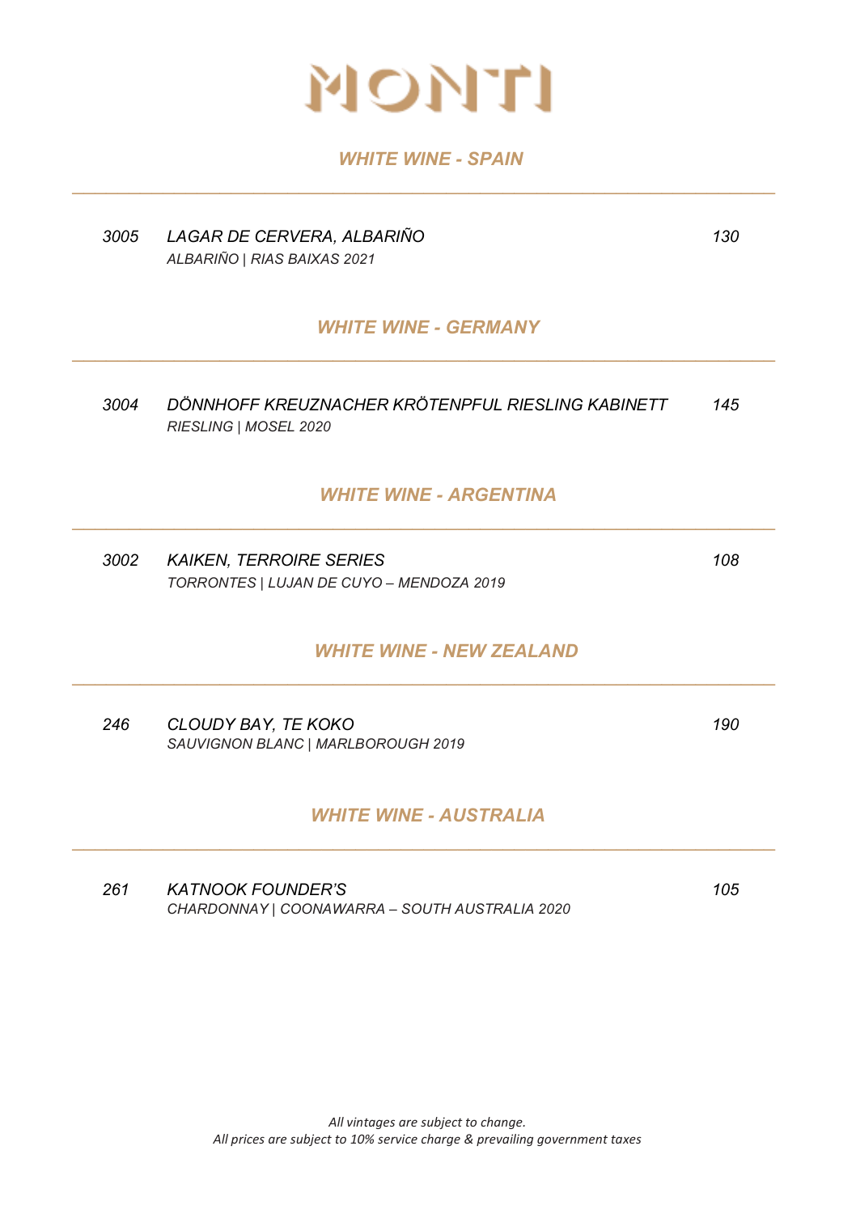# MONTI

## *WHITE WINE - SPAIN*

| | | |
|---|---|---|
| *3005* | *LAGAR DE CERVERA, ALBARIÑO*<br>*ALBARIÑO \| RIAS BAIXAS 2021* | *130* |

## *WHITE WINE - GERMANY*

| | | |
|---|---|---|
| *3004* | *DÖNNHOFF KREUZNACHER KRÖTENPFUL RIESLING KABINETT*<br>*RIESLING \| MOSEL 2020* | *145* |

## *WHITE WINE - ARGENTINA*

| | | |
|---|---|---|
| *3002* | *KAIKEN, TERROIRE SERIES*<br>*TORRONTES \| LUJAN DE CUYO – MENDOZA 2019* | *108* |

## *WHITE WINE - NEW ZEALAND*

| | | |
|---|---|---|
| *246* | *CLOUDY BAY, TE KOKO*<br>*SAUVIGNON BLANC \| MARLBOROUGH 2019* | *190* |

## *WHITE WINE - AUSTRALIA*

| | | |
|---|---|---|
| *261* | *KATNOOK FOUNDER'S*<br>*CHARDONNAY \| COONAWARRA – SOUTH AUSTRALIA 2020* | *105* |

*All vintages are subject to change.*
*All prices are subject to 10% service charge & prevailing government taxes*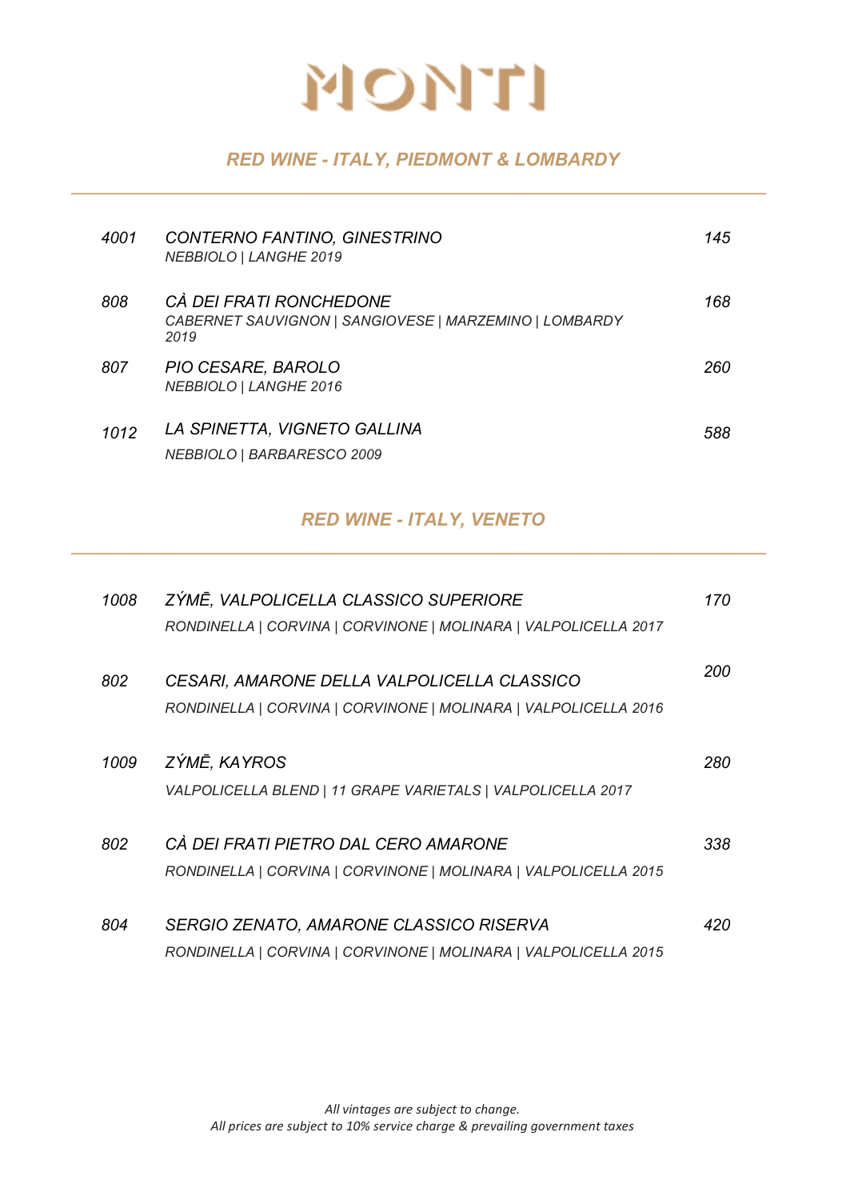# MONTI

## *RED WINE - ITALY, PIEDMONT & LOMBARDY*

| | | |
|---|---|---|
| *4001* | *CONTERNO FANTINO, GINESTRINO*<br>*NEBBIOLO \| LANGHE 2019* | *145* |
| *808* | *CÀ DEI FRATI RONCHEDONE*<br>*CABERNET SAUVIGNON \| SANGIOVESE \| MARZEMINO \| LOMBARDY 2019* | *168* |
| *807* | *PIO CESARE, BAROLO*<br>*NEBBIOLO \| LANGHE 2016* | *260* |
| *1012* | *LA SPINETTA, VIGNETO GALLINA*<br>*NEBBIOLO \| BARBARESCO 2009* | *588* |

## *RED WINE - ITALY, VENETO*

| | | |
|---|---|---|
| *1008* | *ZÝMĒ, VALPOLICELLA CLASSICO SUPERIORE*<br>*RONDINELLA \| CORVINA \| CORVINONE \| MOLINARA \| VALPOLICELLA 2017* | *170* |
| *802* | *CESARI, AMARONE DELLA VALPOLICELLA CLASSICO*<br>*RONDINELLA \| CORVINA \| CORVINONE \| MOLINARA \| VALPOLICELLA 2016* | *200* |
| *1009* | *ZÝMĒ, KAYROS*<br>*VALPOLICELLA BLEND \| 11 GRAPE VARIETALS \| VALPOLICELLA 2017* | *280* |
| *802* | *CÀ DEI FRATI PIETRO DAL CERO AMARONE*<br>*RONDINELLA \| CORVINA \| CORVINONE \| MOLINARA \| VALPOLICELLA 2015* | *338* |
| *804* | *SERGIO ZENATO, AMARONE CLASSICO RISERVA*<br>*RONDINELLA \| CORVINA \| CORVINONE \| MOLINARA \| VALPOLICELLA 2015* | *420* |

*All vintages are subject to change.*
*All prices are subject to 10% service charge & prevailing government taxes*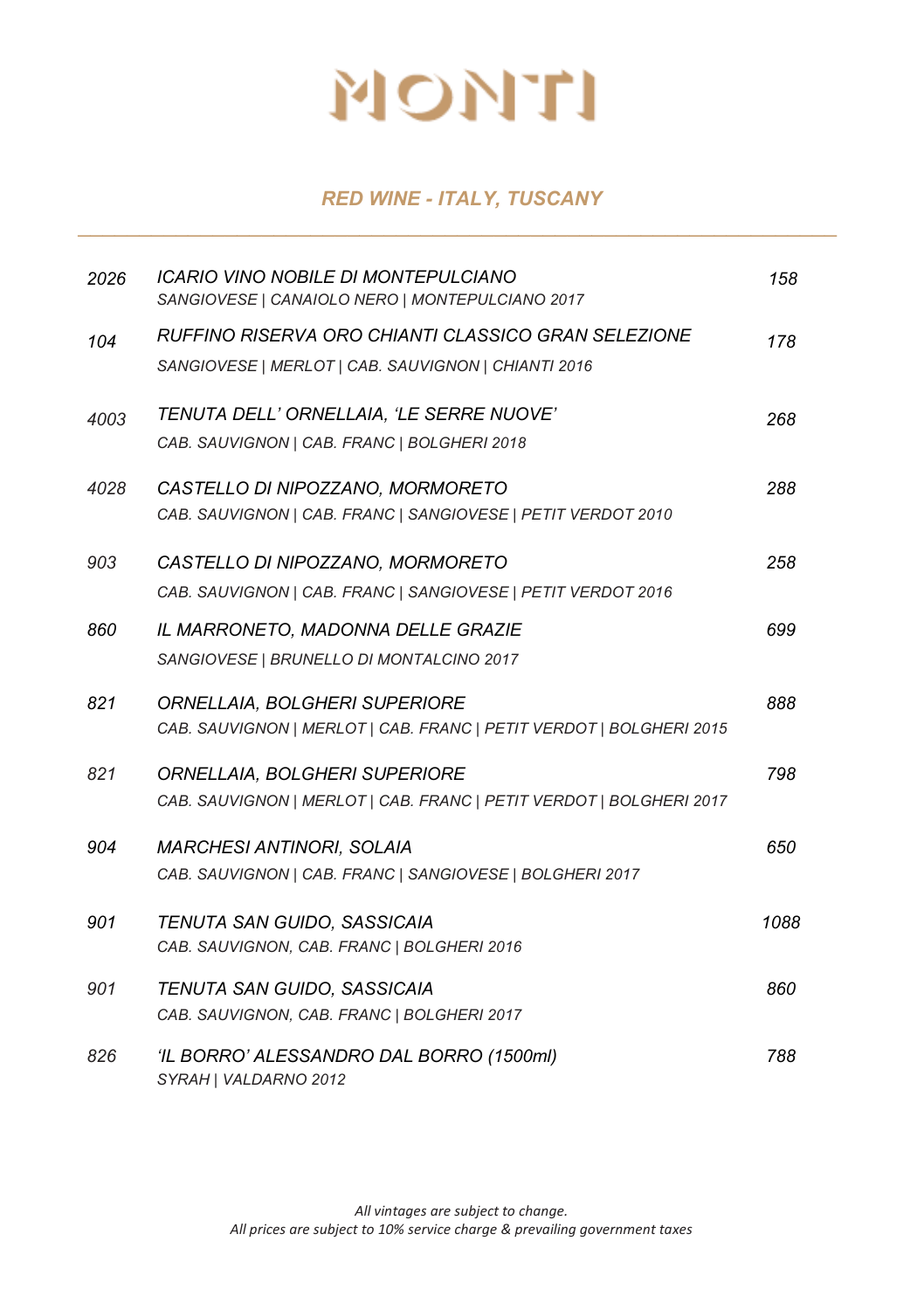# MONTI

## *RED WINE - ITALY, TUSCANY*

| | | |
|---|---|---|
| *2026* | *ICARIO VINO NOBILE DI MONTEPULCIANO*<br>*SANGIOVESE \| CANAIOLO NERO \| MONTEPULCIANO 2017* | *158* |
| *104* | *RUFFINO RISERVA ORO CHIANTI CLASSICO GRAN SELEZIONE*<br>*SANGIOVESE \| MERLOT \| CAB. SAUVIGNON \| CHIANTI 2016* | *178* |
| *4003* | *TENUTA DELL' ORNELLAIA, 'LE SERRE NUOVE'*<br>*CAB. SAUVIGNON \| CAB. FRANC \| BOLGHERI 2018* | *268* |
| *4028* | *CASTELLO DI NIPOZZANO, MORMORETO*<br>*CAB. SAUVIGNON \| CAB. FRANC \| SANGIOVESE \| PETIT VERDOT 2010* | *288* |
| *903* | *CASTELLO DI NIPOZZANO, MORMORETO*<br>*CAB. SAUVIGNON \| CAB. FRANC \| SANGIOVESE \| PETIT VERDOT 2016* | *258* |
| *860* | *IL MARRONETO, MADONNA DELLE GRAZIE*<br>*SANGIOVESE \| BRUNELLO DI MONTALCINO 2017* | *699* |
| *821* | *ORNELLAIA, BOLGHERI SUPERIORE*<br>*CAB. SAUVIGNON \| MERLOT \| CAB. FRANC \| PETIT VERDOT \| BOLGHERI 2015* | *888* |
| *821* | *ORNELLAIA, BOLGHERI SUPERIORE*<br>*CAB. SAUVIGNON \| MERLOT \| CAB. FRANC \| PETIT VERDOT \| BOLGHERI 2017* | *798* |
| *904* | *MARCHESI ANTINORI, SOLAIA*<br>*CAB. SAUVIGNON \| CAB. FRANC \| SANGIOVESE \| BOLGHERI 2017* | *650* |
| *901* | *TENUTA SAN GUIDO, SASSICAIA*<br>*CAB. SAUVIGNON, CAB. FRANC \| BOLGHERI 2016* | *1088* |
| *901* | *TENUTA SAN GUIDO, SASSICAIA*<br>*CAB. SAUVIGNON, CAB. FRANC \| BOLGHERI 2017* | *860* |
| *826* | *'IL BORRO' ALESSANDRO DAL BORRO (1500ml)*<br>*SYRAH \| VALDARNO 2012* | *788* |

*All vintages are subject to change.*
*All prices are subject to 10% service charge & prevailing government taxes*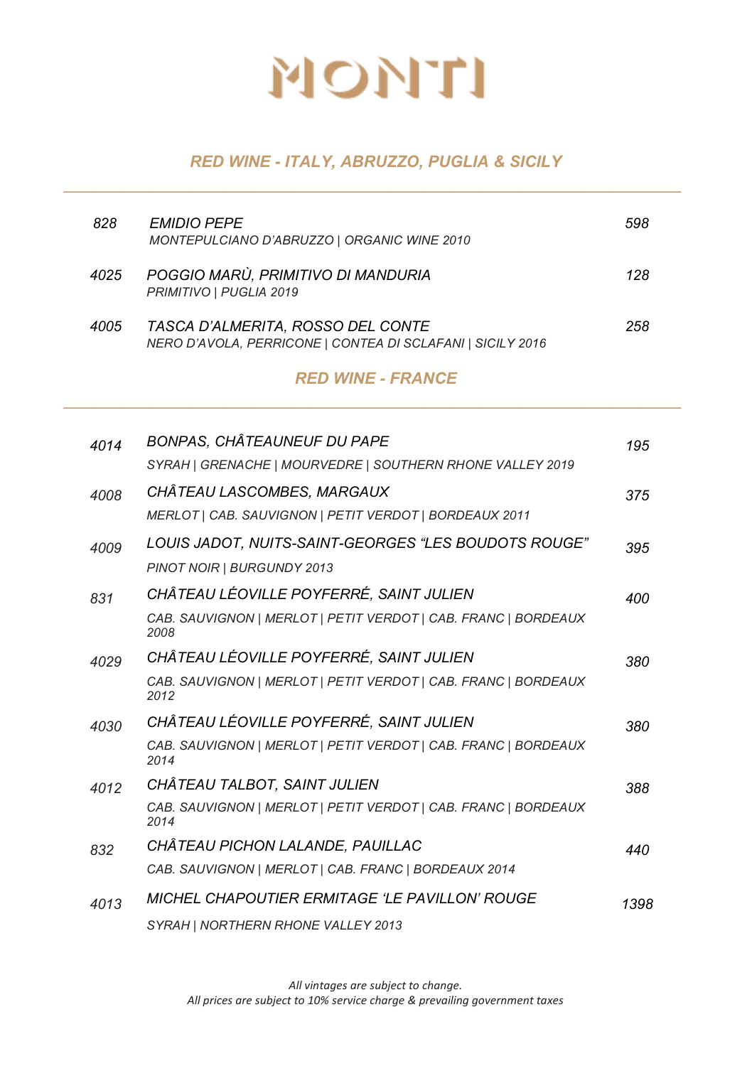# MONTI

## *RED WINE - ITALY, ABRUZZO, PUGLIA & SICILY*

| | | |
|---|---|---|
| *828* | *EMIDIO PEPE*<br>*MONTEPULCIANO D'ABRUZZO \| ORGANIC WINE 2010* | *598* |
| *4025* | *POGGIO MARÙ, PRIMITIVO DI MANDURIA*<br>*PRIMITIVO \| PUGLIA 2019* | *128* |
| *4005* | *TASCA D'ALMERITA, ROSSO DEL CONTE*<br>*NERO D'AVOLA, PERRICONE \| CONTEA DI SCLAFANI \| SICILY 2016* | *258* |

## *RED WINE - FRANCE*

| | | |
|---|---|---|
| *4014* | *BONPAS, CHÂTEAUNEUF DU PAPE*<br>*SYRAH \| GRENACHE \| MOURVEDRE \| SOUTHERN RHONE VALLEY 2019* | *195* |
| *4008* | *CHÂTEAU LASCOMBES, MARGAUX*<br>*MERLOT \| CAB. SAUVIGNON \| PETIT VERDOT \| BORDEAUX 2011* | *375* |
| *4009* | *LOUIS JADOT, NUITS-SAINT-GEORGES "LES BOUDOTS ROUGE"*<br>*PINOT NOIR \| BURGUNDY 2013* | *395* |
| *831* | *CHÂTEAU LÉOVILLE POYFERRÉ, SAINT JULIEN*<br>*CAB. SAUVIGNON \| MERLOT \| PETIT VERDOT \| CAB. FRANC \| BORDEAUX 2008* | *400* |
| *4029* | *CHÂTEAU LÉOVILLE POYFERRÉ, SAINT JULIEN*<br>*CAB. SAUVIGNON \| MERLOT \| PETIT VERDOT \| CAB. FRANC \| BORDEAUX 2012* | *380* |
| *4030* | *CHÂTEAU LÉOVILLE POYFERRÉ, SAINT JULIEN*<br>*CAB. SAUVIGNON \| MERLOT \| PETIT VERDOT \| CAB. FRANC \| BORDEAUX 2014* | *380* |
| *4012* | *CHÂTEAU TALBOT, SAINT JULIEN*<br>*CAB. SAUVIGNON \| MERLOT \| PETIT VERDOT \| CAB. FRANC \| BORDEAUX 2014* | *388* |
| *832* | *CHÂTEAU PICHON LALANDE, PAUILLAC*<br>*CAB. SAUVIGNON \| MERLOT \| CAB. FRANC \| BORDEAUX 2014* | *440* |
| *4013* | *MICHEL CHAPOUTIER ERMITAGE 'LE PAVILLON' ROUGE*<br>*SYRAH \| NORTHERN RHONE VALLEY 2013* | *1398* |

*All vintages are subject to change.*
*All prices are subject to 10% service charge & prevailing government taxes*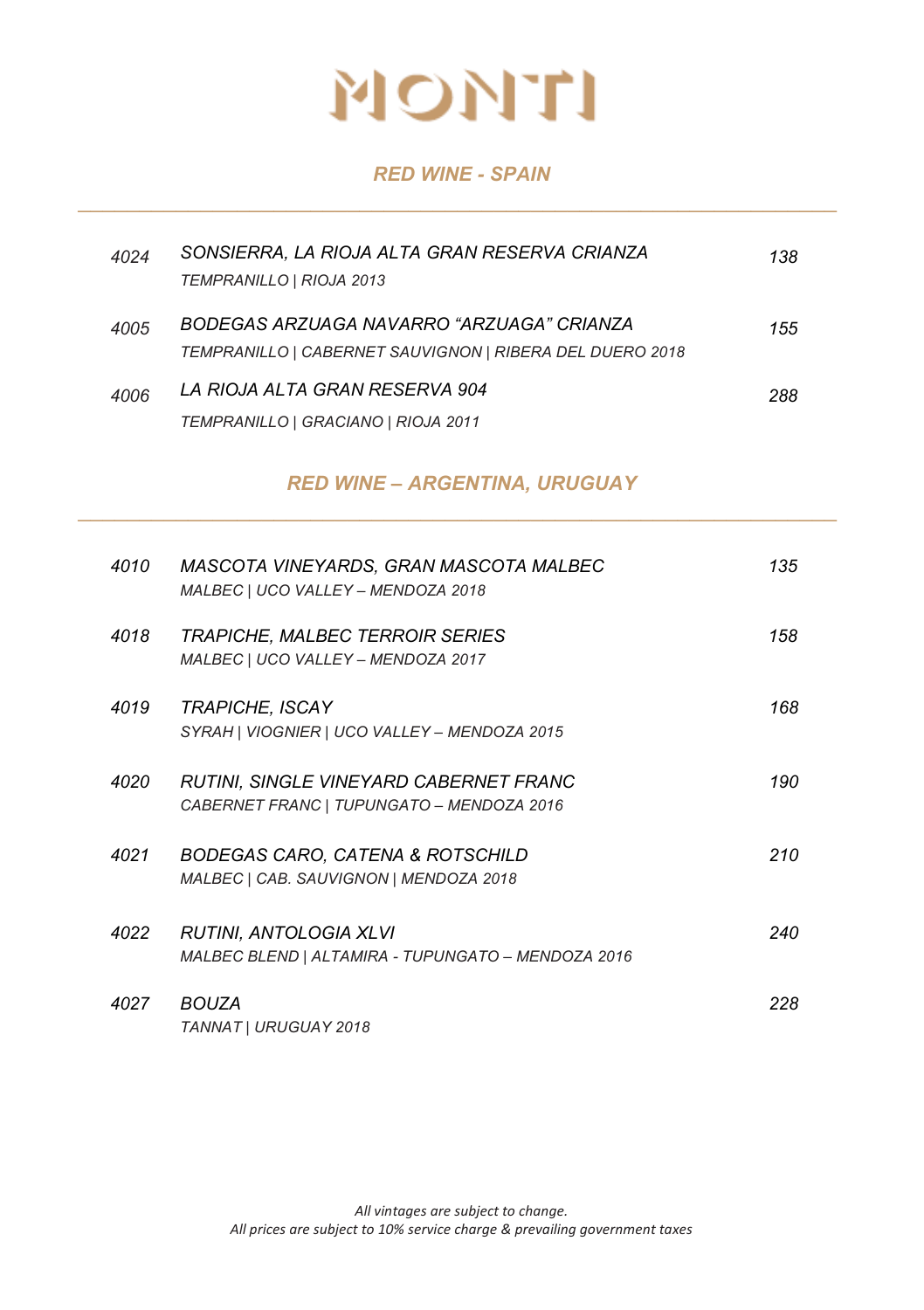# MONTI

## *RED WINE - SPAIN*

| | | |
|---|---|---|
| *4024* | *SONSIERRA, LA RIOJA ALTA GRAN RESERVA CRIANZA*<br>*TEMPRANILLO \| RIOJA 2013* | *138* |
| *4005* | *BODEGAS ARZUAGA NAVARRO "ARZUAGA" CRIANZA*<br>*TEMPRANILLO \| CABERNET SAUVIGNON \| RIBERA DEL DUERO 2018* | *155* |
| *4006* | *LA RIOJA ALTA GRAN RESERVA 904*<br>*TEMPRANILLO \| GRACIANO \| RIOJA 2011* | *288* |

## *RED WINE – ARGENTINA, URUGUAY*

| | | |
|---|---|---|
| *4010* | *MASCOTA VINEYARDS, GRAN MASCOTA MALBEC*<br>*MALBEC \| UCO VALLEY – MENDOZA 2018* | *135* |
| *4018* | *TRAPICHE, MALBEC TERROIR SERIES*<br>*MALBEC \| UCO VALLEY – MENDOZA 2017* | *158* |
| *4019* | *TRAPICHE, ISCAY*<br>*SYRAH \| VIOGNIER \| UCO VALLEY – MENDOZA 2015* | *168* |
| *4020* | *RUTINI, SINGLE VINEYARD CABERNET FRANC*<br>*CABERNET FRANC \| TUPUNGATO – MENDOZA 2016* | *190* |
| *4021* | *BODEGAS CARO, CATENA & ROTSCHILD*<br>*MALBEC \| CAB. SAUVIGNON \| MENDOZA 2018* | *210* |
| *4022* | *RUTINI, ANTOLOGIA XLVI*<br>*MALBEC BLEND \| ALTAMIRA - TUPUNGATO – MENDOZA 2016* | *240* |
| *4027* | *BOUZA*<br>*TANNAT \| URUGUAY 2018* | *228* |

*All vintages are subject to change.*
*All prices are subject to 10% service charge & prevailing government taxes*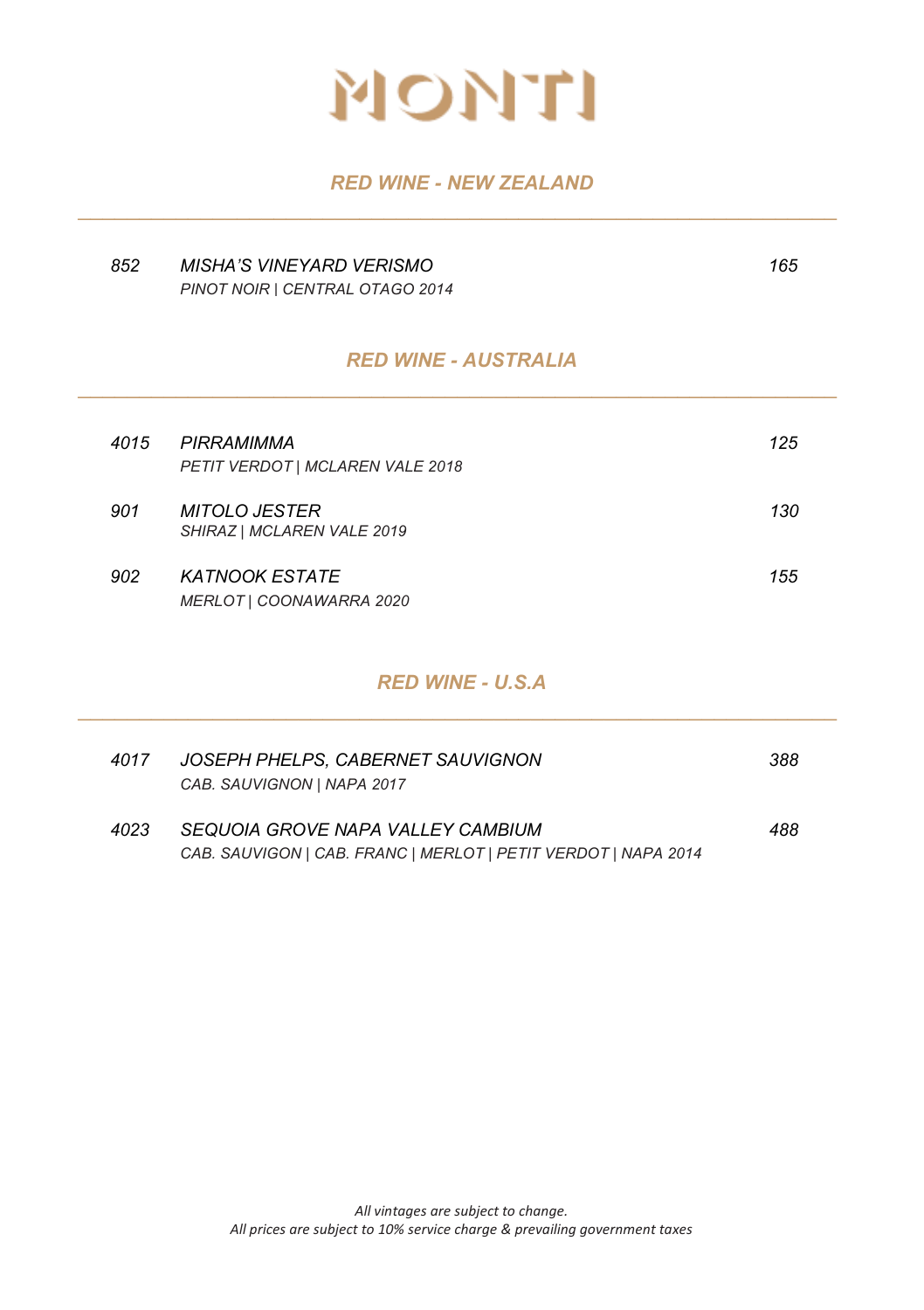# MONTI

## *RED WINE - NEW ZEALAND*

| | | |
|---|---|---|
| *852* | *MISHA'S VINEYARD VERISMO*<br>*PINOT NOIR \| CENTRAL OTAGO 2014* | *165* |

## *RED WINE - AUSTRALIA*

| | | |
|---|---|---|
| *4015* | *PIRRAMIMMA*<br>*PETIT VERDOT \| MCLAREN VALE 2018* | *125* |
| *901* | *MITOLO JESTER*<br>*SHIRAZ \| MCLAREN VALE 2019* | *130* |
| *902* | *KATNOOK ESTATE*<br>*MERLOT \| COONAWARRA 2020* | *155* |

## *RED WINE - U.S.A*

| | | |
|---|---|---|
| *4017* | *JOSEPH PHELPS, CABERNET SAUVIGNON*<br>*CAB. SAUVIGNON \| NAPA 2017* | *388* |
| *4023* | *SEQUOIA GROVE NAPA VALLEY CAMBIUM*<br>*CAB. SAUVIGON \| CAB. FRANC \| MERLOT \| PETIT VERDOT \| NAPA 2014* | *488* |

*All vintages are subject to change.*
*All prices are subject to 10% service charge & prevailing government taxes*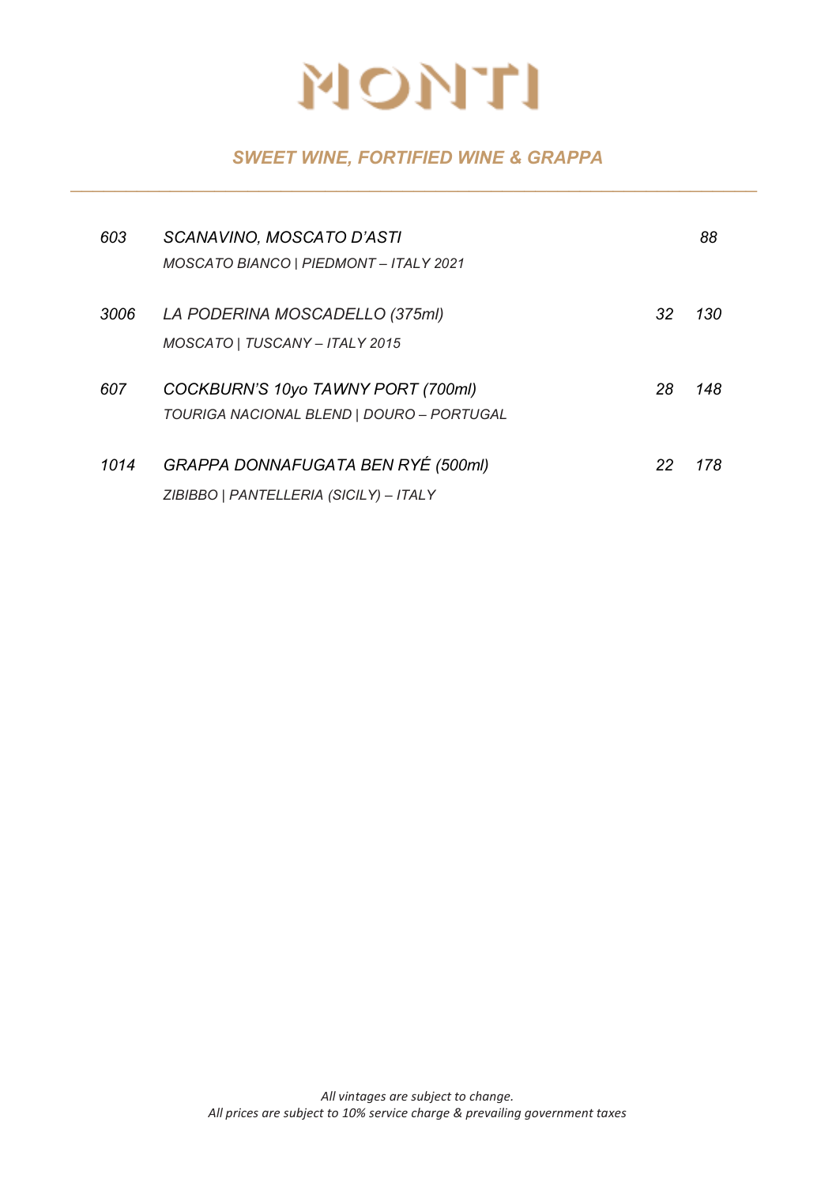# MONTI

## *SWEET WINE, FORTIFIED WINE & GRAPPA*

| | | | |
|---|---|---|---|
| *603* | *SCANAVINO, MOSCATO D'ASTI*<br>*MOSCATO BIANCO \| PIEDMONT – ITALY 2021* | | *88* |
| *3006* | *LA PODERINA MOSCADELLO (375ml)*<br>*MOSCATO \| TUSCANY – ITALY 2015* | *32* | *130* |
| *607* | *COCKBURN'S 10yo TAWNY PORT (700ml)*<br>*TOURIGA NACIONAL BLEND \| DOURO – PORTUGAL* | *28* | *148* |
| *1014* | *GRAPPA DONNAFUGATA BEN RYÉ (500ml)*<br>*ZIBIBBO \| PANTELLERIA (SICILY) – ITALY* | *22* | *178* |

*All vintages are subject to change.*
*All prices are subject to 10% service charge & prevailing government taxes*